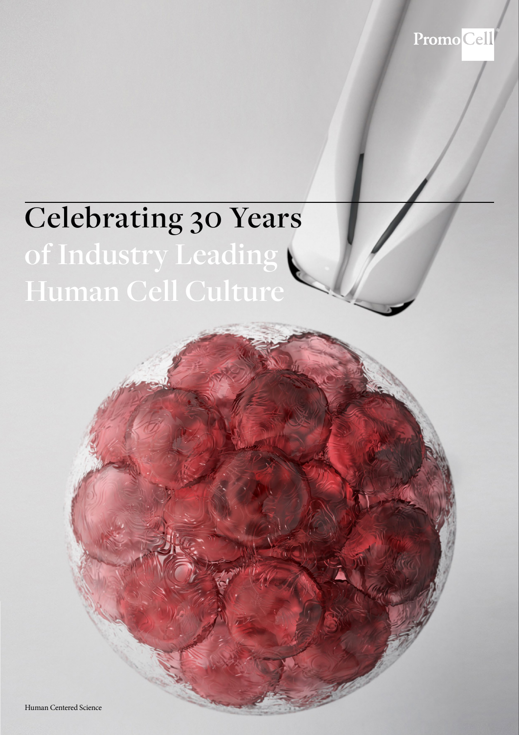PromoCell

# Celebrating 30 Years of Industry Leading Human Cell Culture

Human Centered Science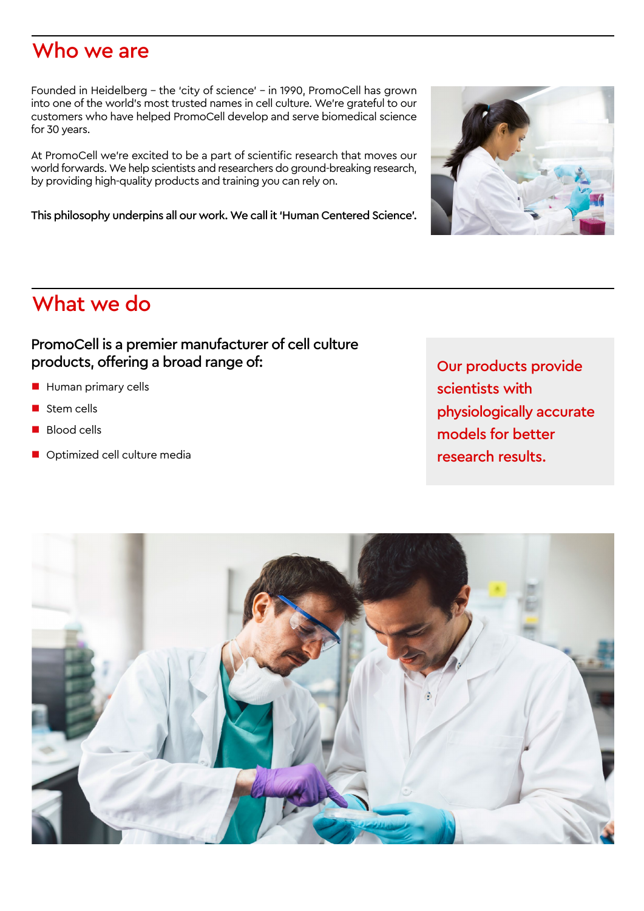## Who we are

Founded in Heidelberg – the 'city of science' – in 1990, PromoCell has grown into one of the world's most trusted names in cell culture. We're grateful to our customers who have helped PromoCell develop and serve biomedical science for 30 years.

At PromoCell we're excited to be a part of scientific research that moves our world forwards. We help scientists and researchers do ground-breaking research, by providing high-quality products and training you can rely on.

**This philosophy underpins all our work. We call it 'Human Centered Science'.**

## What we do

### PromoCell is a premier manufacturer of cell culture products, offering a broad range of:

- Human primary cells
- Stem cells
- Blood cells
- Optimized cell culture media

Our products provide scientists with physiologically accurate models for better research results.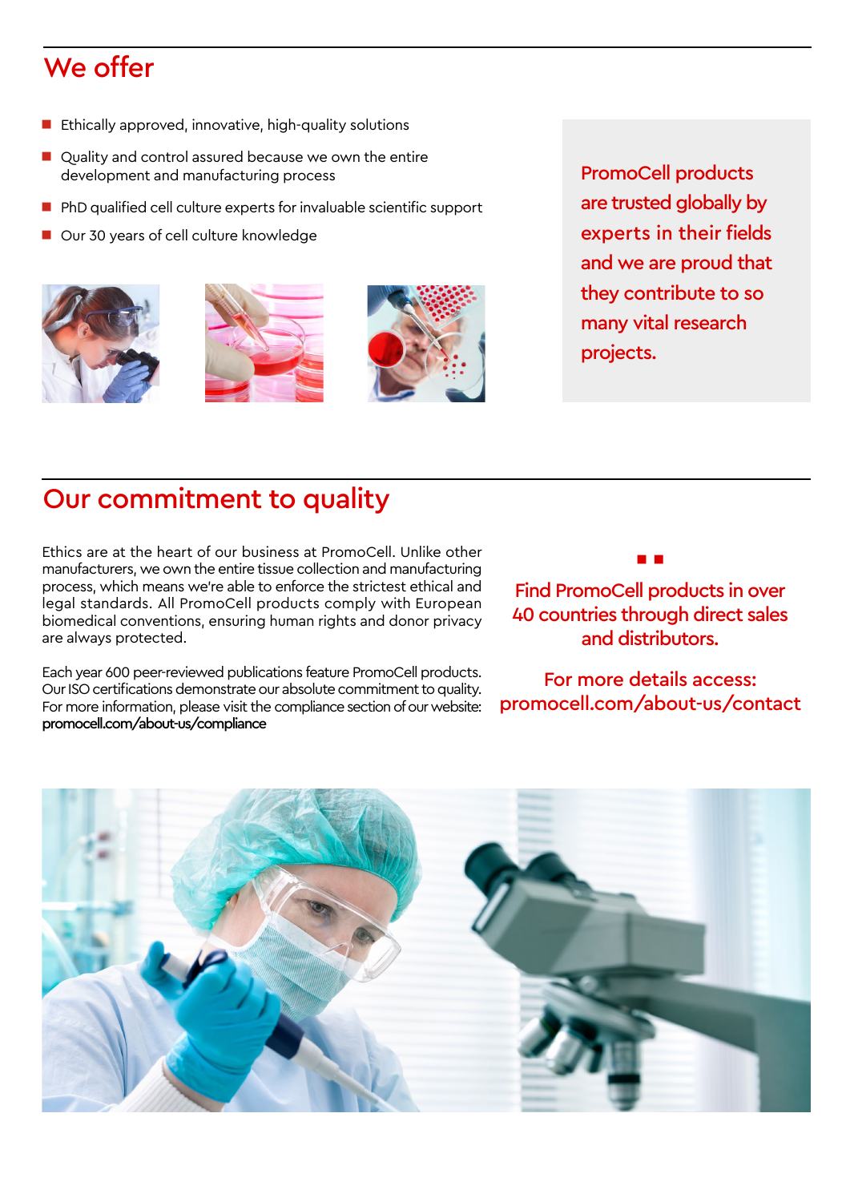## We offer

- Ethically approved, innovative, high-quality solutions
- Quality and control assured because we own the entire development and manufacturing process
- PhD qualified cell culture experts for invaluable scientific support
- Our 30 years of cell culture knowledge

PromoCell products are trusted globally by experts in their fields and we are proud that they contribute to so many vital research projects.

## Our commitment to quality

Ethics are at the heart of our business at PromoCell. Unlike other manufacturers, we own the entire tissue collection and manufacturing process, which means we're able to enforce the strictest ethical and legal standards. All PromoCell products comply with European biomedical conventions, ensuring human rights and donor privacy are always protected.

Each year 600 peer-reviewed publications feature PromoCell products. Our ISO certifications demonstrate our absolute commitment to quality. For more information, please visit the compliance section of our website: **promocell.com/about-us/compliance**

Find PromoCell products in over 40 countries through direct sales and distributors.

For more details access:
promocell.com/about-us/contact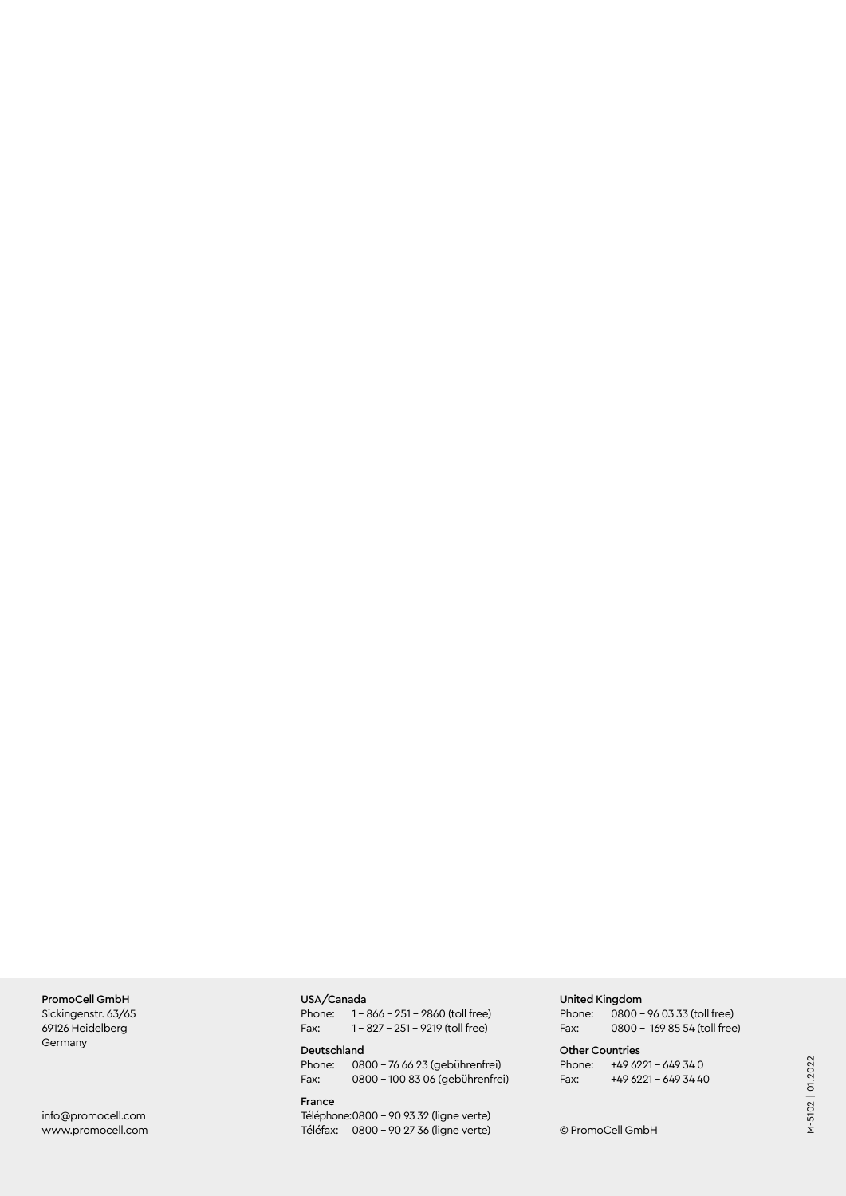**PromoCell GmbH**
Sickingenstr. 63/65
69126 Heidelberg
Germany

info@promocell.com
www.promocell.com

**USA/Canada**
Phone: 1 – 866 – 251 – 2860 (toll free)
Fax: 1 – 827 – 251 – 9219 (toll free)

**Deutschland**
Phone: 0800 – 76 66 23 (gebührenfrei)
Fax: 0800 – 100 83 06 (gebührenfrei)

**France**
Téléphone: 0800 – 90 93 32 (ligne verte)
Téléfax: 0800 – 90 27 36 (ligne verte)

**United Kingdom**
Phone: 0800 – 96 03 33 (toll free)
Fax: 0800 – 169 85 54 (toll free)

**Other Countries**
Phone: +49 6221 – 649 34 0
Fax: +49 6221 – 649 34 40

© PromoCell GmbH

M-5102 | 01.2022